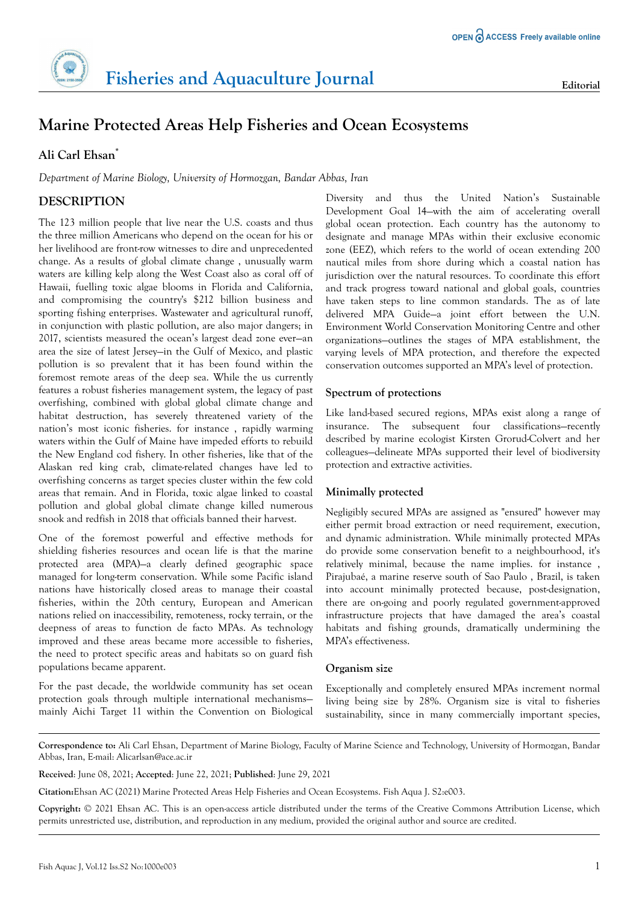# Marine Protected Areas Help Fisheries and Ocean Ecosystems

**Ali Carl Ehsan***

*Department of Marine Biology, University of Hormozgan, Bandar Abbas, Iran*

## DESCRIPTION

The 123 million people that live near the U.S. coasts and thus the three million Americans who depend on the ocean for his or her livelihood are front-row witnesses to dire and unprecedented change. As a results of global climate change , unusually warm waters are killing kelp along the West Coast also as coral off of Hawaii, fuelling toxic algae blooms in Florida and California, and compromising the country's $212 billion business and sporting fishing enterprises. Wastewater and agricultural runoff, in conjunction with plastic pollution, are also major dangers; in 2017, scientists measured the ocean's largest dead zone ever—an area the size of latest Jersey—in the Gulf of Mexico, and plastic pollution is so prevalent that it has been found within the foremost remote areas of the deep sea. While the us currently features a robust fisheries management system, the legacy of past overfishing, combined with global global climate change and habitat destruction, has severely threatened variety of the nation's most iconic fisheries. for instance , rapidly warming waters within the Gulf of Maine have impeded efforts to rebuild the New England cod fishery. In other fisheries, like that of the Alaskan red king crab, climate-related changes have led to overfishing concerns as target species cluster within the few cold areas that remain. And in Florida, toxic algae linked to coastal pollution and global global climate change killed numerous snook and redfish in 2018 that officials banned their harvest.

One of the foremost powerful and effective methods for shielding fisheries resources and ocean life is that the marine protected area (MPA)—a clearly defined geographic space managed for long-term conservation. While some Pacific island nations have historically closed areas to manage their coastal fisheries, within the 20th century, European and American nations relied on inaccessibility, remoteness, rocky terrain, or the deepness of areas to function de facto MPAs. As technology improved and these areas became more accessible to fisheries, the need to protect specific areas and habitats so on guard fish populations became apparent.

For the past decade, the worldwide community has set ocean protection goals through multiple international mechanisms—mainly Aichi Target 11 within the Convention on Biological Diversity and thus the United Nation's Sustainable Development Goal 14—with the aim of accelerating overall global ocean protection. Each country has the autonomy to designate and manage MPAs within their exclusive economic zone (EEZ), which refers to the world of ocean extending 200 nautical miles from shore during which a coastal nation has jurisdiction over the natural resources. To coordinate this effort and track progress toward national and global goals, countries have taken steps to line common standards. The as of late delivered MPA Guide—a joint effort between the U.N. Environment World Conservation Monitoring Centre and other organizations—outlines the stages of MPA establishment, the varying levels of MPA protection, and therefore the expected conservation outcomes supported an MPA's level of protection.

### Spectrum of protections

Like land-based secured regions, MPAs exist along a range of insurance. The subsequent four classifications—recently described by marine ecologist Kirsten Grorud-Colvert and her colleagues—delineate MPAs supported their level of biodiversity protection and extractive activities.

### Minimally protected

Negligibly secured MPAs are assigned as "ensured" however may either permit broad extraction or need requirement, execution, and dynamic administration. While minimally protected MPAs do provide some conservation benefit to a neighbourhood, it's relatively minimal, because the name implies. for instance , Pirajubaé, a marine reserve south of Sao Paulo , Brazil, is taken into account minimally protected because, post-designation, there are on-going and poorly regulated government-approved infrastructure projects that have damaged the area's coastal habitats and fishing grounds, dramatically undermining the MPA's effectiveness.

### Organism size

Exceptionally and completely ensured MPAs increment normal living being size by 28%. Organism size is vital to fisheries sustainability, since in many commercially important species,

**Correspondence to:** Ali Carl Ehsan, Department of Marine Biology, Faculty of Marine Science and Technology, University of Hormozgan, Bandar Abbas, Iran, E-mail: Alicarlsan@ace.ac.ir

**Received**: June 08, 2021; **Accepted**: June 22, 2021; **Published**: June 29, 2021

**Citation:** Ehsan AC (2021) Marine Protected Areas Help Fisheries and Ocean Ecosystems. Fish Aqua J. S2:e003.

**Copyright:** © 2021 Ehsan AC. This is an open-access article distributed under the terms of the Creative Commons Attribution License, which permits unrestricted use, distribution, and reproduction in any medium, provided the original author and source are credited.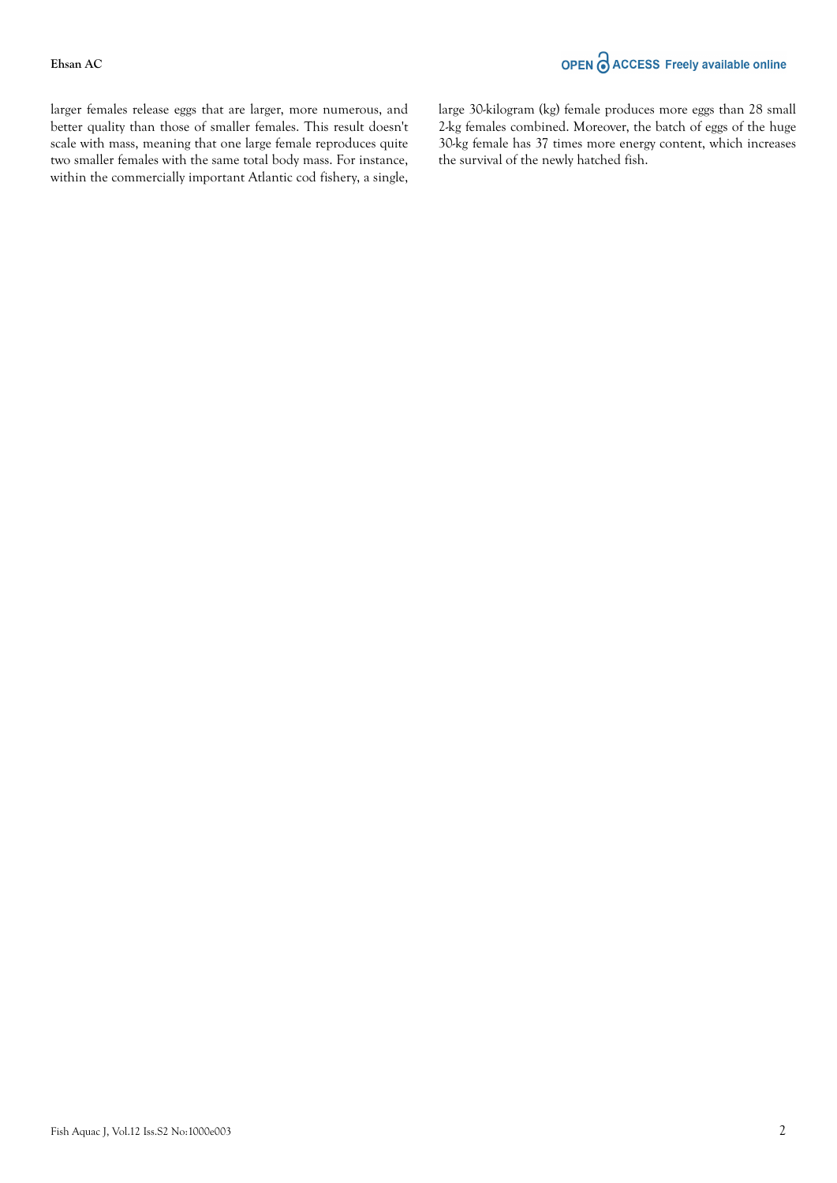larger females release eggs that are larger, more numerous, and better quality than those of smaller females. This result doesn't scale with mass, meaning that one large female reproduces quite two smaller females with the same total body mass. For instance, within the commercially important Atlantic cod fishery, a single, large 30-kilogram (kg) female produces more eggs than 28 small 2-kg females combined. Moreover, the batch of eggs of the huge 30-kg female has 37 times more energy content, which increases the survival of the newly hatched fish.